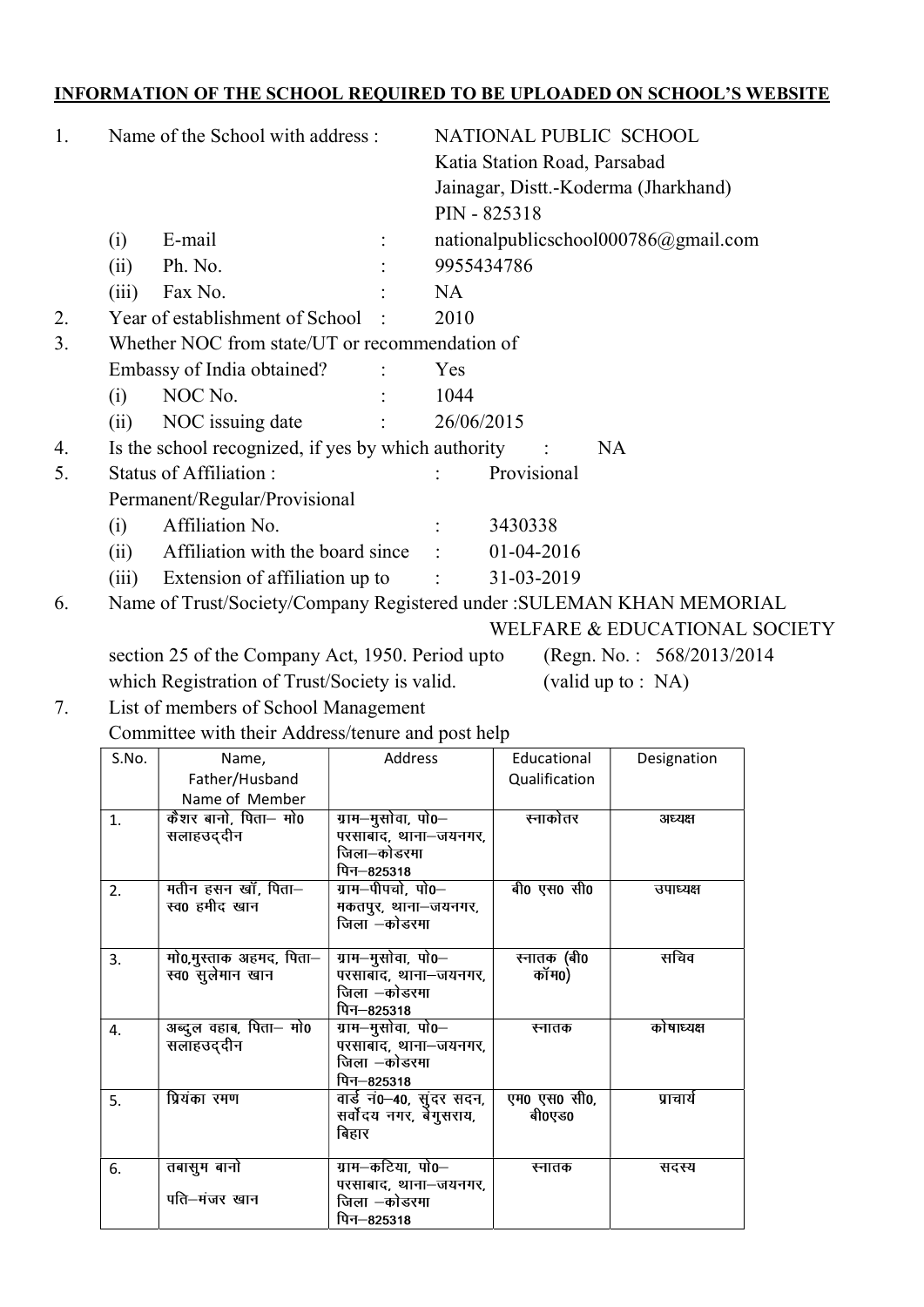**INFORMATION OF THE SCHOOL REQUIRED TO BE UPLOADED ON SCHOOL'S WEBSITE**

1. Name of the School with address : NATIONAL PUBLIC SCHOOL
   Katia Station Road, Parsabad
   Jainagar, Distt.-Koderma (Jharkhand)
   PIN - 825318
   - (i) E-mail : nationalpublicschool000786@gmail.com
   - (ii) Ph. No. : 9955434786
   - (iii) Fax No. : NA
2. Year of establishment of School : 2010
3. Whether NOC from state/UT or recommendation of Embassy of India obtained? : Yes
   - (i) NOC No. : 1044
   - (ii) NOC issuing date : 26/06/2015
4. Is the school recognized, if yes by which authority : NA
5. Status of Affiliation : Permanent/Regular/Provisional : Provisional
   - (i) Affiliation No. : 3430338
   - (ii) Affiliation with the board since : 01-04-2016
   - (iii) Extension of affiliation up to : 31-03-2019
6. Name of Trust/Society/Company Registered under :SULEMAN KHAN MEMORIAL WELFARE & EDUCATIONAL SOCIETY
   section 25 of the Company Act, 1950. Period upto which Registration of Trust/Society is valid. (Regn. No. : 568/2013/2014 (valid up to : NA)
7. List of members of School Management Committee with their Address/tenure and post help

| S.No. | Name, Father/Husband Name of Member | Address | Educational Qualification | Designation |
|---|---|---|---|---|
| 1. | कैशर बानो, पिता– मो0 सलाहउद्दीन | ग्राम–मुसोवा, पो0–परसाबाद, थाना–जयनगर, जिला–कोडरमा पिन–825318 | स्नाकोतर | अध्यक्ष |
| 2. | मतीन हसन खाँ, पिता– स्व0 हमीद खान | ग्राम–पीपचो, पो0–मकतपुर, थाना–जयनगर, जिला –कोडरमा | बी0 एस0 सी0 | उपाध्यक्ष |
| 3. | मो0,मुस्ताक अहमद, पिता– स्व0 सुलेमान खान | ग्राम–मुसोवा, पो0–परसाबाद, थाना–जयनगर, जिला –कोडरमा पिन–825318 | स्नातक (बी0 कॉम0) | सचिव |
| 4. | अब्दुल वहाब, पिता– मो0 सलाहउद्दीन | ग्राम–मुसोवा, पो0–परसाबाद, थाना–जयनगर, जिला –कोडरमा पिन–825318 | स्नातक | कोषाध्यक्ष |
| 5. | प्रियंका रमण | वार्ड नं0–40, सुंदर सदन, सर्वोदय नगर, बेगुसराय, बिहार | एम0 एस0 सी0, बी0एड0 | प्राचार्य |
| 6. | तबासुम बानो पति–मंजर खान | ग्राम–कटिया, पो0–परसाबाद, थाना–जयनगर, जिला –कोडरमा पिन–825318 | स्नातक | सदस्य |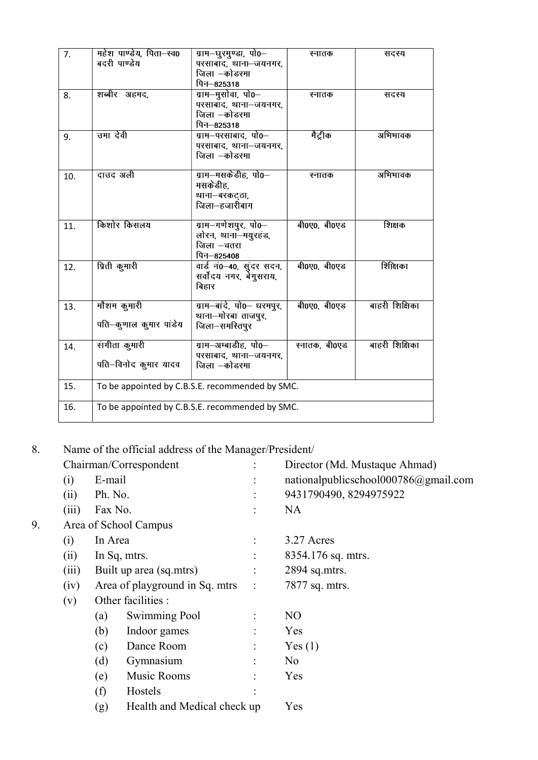| 7. | महेश पाण्डेय, पिता–स्व0 बदरी पाण्डेय | ग्राम–घुरमुण्डा, पो0– परसाबाद, थाना–जयनगर, जिला –कोडरमा पिन–825318 | स्नातक | सदस्य |
|---|---|---|---|---|
| 8. | शब्बीर अहमद, | ग्राम–मुसोवा, पो0– परसाबाद, थाना–जयनगर, जिला –कोडरमा पिन–825318 | स्नातक | सदस्य |
| 9. | उमा देवी | ग्राम–परसाबाद, पो0– परसाबाद, थाना–जयनगर, जिला –कोडरमा | मैट्रीक | अभिभावक |
| 10. | दाउद अली | ग्राम–मसकेडीह, पो0– मसकेडीह, थाना–बरकट्ठा, जिला–हजारीबाग | स्नातक | अभिभावक |
| 11. | किशोर किसलय | ग्राम–गणेशपुर, पो0– लोरन, थाना–मयुरहंड, जिला –चतरा पिन–825408 | बी0ए0, बी0एड | शिक्षक |
| 12. | प्रिती कुमारी | वार्ड नं0–40, सुंदर सदन, सर्वोदय नगर, बेगुसराय, बिहार | बी0ए0, बी0एड | शिक्षिका |
| 13. | मौशम कुमारी पति–कुणाल कुमार पांडेय | ग्राम–बांदे, पो0– धरमपुर, थाना–मोरबा ताजपुर, जिला–समस्तिपुर | बी0ए0, बी0एड | बाहरी शिक्षिका |
| 14. | संगीता कुमारी पति–विनोद कुमार यादव | ग्राम–अम्बाडीह, पो0– परसाबाद, थाना–जयनगर, जिला –कोडरमा | स्नातक, बी0एड | बाहरी शिक्षिका |
| 15. | To be appointed by C.B.S.E. recommended by SMC. | | | |
| 16. | To be appointed by C.B.S.E. recommended by SMC. | | | |

8. Name of the official address of the Manager/President/ Chairman/Correspondent : Director (Md. Mustaque Ahmad)
   - (i) E-mail : nationalpublicschool000786@gmail.com
   - (ii) Ph. No. : 9431790490, 8294975922
   - (iii) Fax No. : NA

9. Area of School Campus
   - (i) In Area : 3.27 Acres
   - (ii) In Sq, mtrs. : 8354.176 sq. mtrs.
   - (iii) Built up area (sq.mtrs) : 2894 sq.mtrs.
   - (iv) Area of playground in Sq. mtrs : 7877 sq. mtrs.
   - (v) Other facilities :
     - (a) Swimming Pool : NO
     - (b) Indoor games : Yes
     - (c) Dance Room : Yes (1)
     - (d) Gymnasium : No
     - (e) Music Rooms : Yes
     - (f) Hostels :
     - (g) Health and Medical check up Yes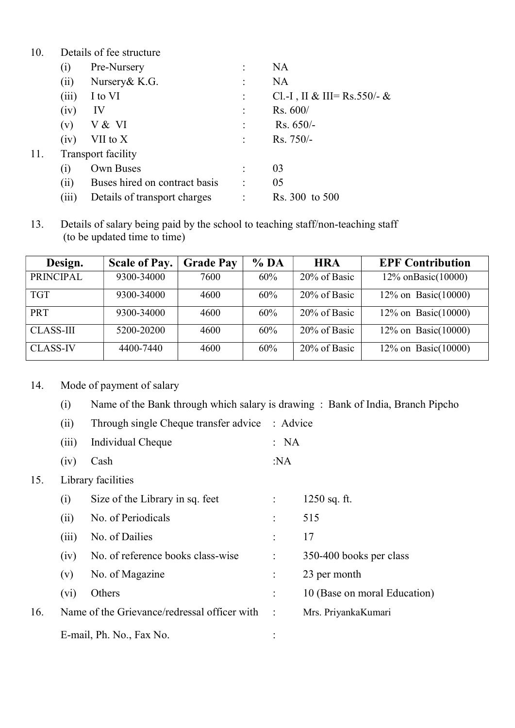10. Details of fee structure

| | | | |
|---|---|---|---|
| (i) | Pre-Nursery | : | NA |
| (ii) | Nursery& K.G. | : | NA |
| (iii) | I to VI | : | Cl.-I , II & III= Rs.550/- & |
| (iv) | IV | : | Rs. 600/ |
| (v) | V & VI | : | Rs. 650/- |
| (iv) | VII to X | : | Rs. 750/- |

11. Transport facility

| | | | |
|---|---|---|---|
| (i) | Own Buses | : | 03 |
| (ii) | Buses hired on contract basis | : | 05 |
| (iii) | Details of transport charges | : | Rs. 300 to 500 |

13. Details of salary being paid by the school to teaching staff/non-teaching staff (to be updated time to time)

| Design. | Scale of Pay. | Grade Pay | % DA | HRA | EPF Contribution |
|---|---|---|---|---|---|
| PRINCIPAL | 9300-34000 | 7600 | 60% | 20% of Basic | 12% onBasic(10000) |
| TGT | 9300-34000 | 4600 | 60% | 20% of Basic | 12% on Basic(10000) |
| PRT | 9300-34000 | 4600 | 60% | 20% of Basic | 12% on Basic(10000) |
| CLASS-III | 5200-20200 | 4600 | 60% | 20% of Basic | 12% on Basic(10000) |
| CLASS-IV | 4400-7440 | 4600 | 60% | 20% of Basic | 12% on Basic(10000) |

14. Mode of payment of salary

(i) Name of the Bank through which salary is drawing : Bank of India, Branch Pipcho

(ii) Through single Cheque transfer advice : Advice

(iii) Individual Cheque : NA

(iv) Cash :NA

15. Library facilities

| | | | |
|---|---|---|---|
| (i) | Size of the Library in sq. feet | : | 1250 sq. ft. |
| (ii) | No. of Periodicals | : | 515 |
| (iii) | No. of Dailies | : | 17 |
| (iv) | No. of reference books class-wise | : | 350-400 books per class |
| (v) | No. of Magazine | : | 23 per month |
| (vi) | Others | : | 10 (Base on moral Education) |

16. Name of the Grievance/redressal officer with : Mrs. PriyankaKumari

E-mail, Ph. No., Fax No. :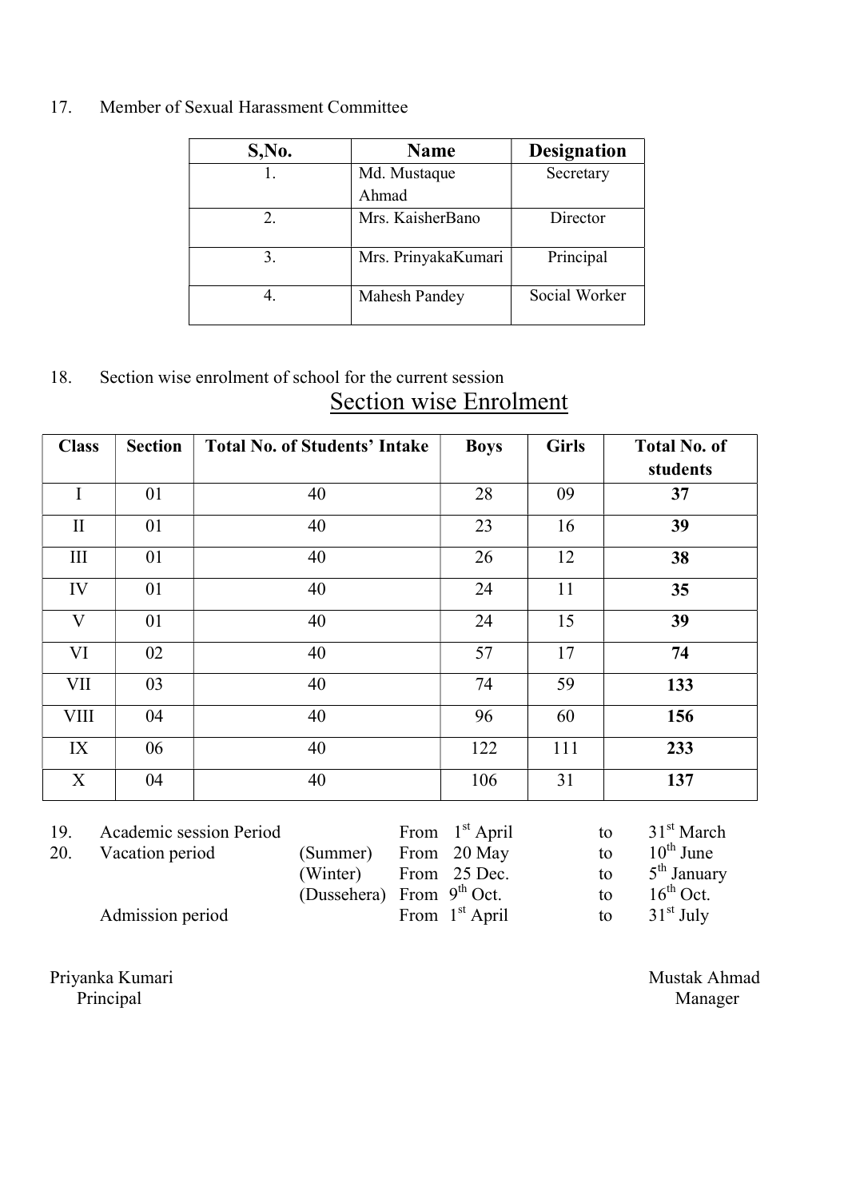17. Member of Sexual Harassment Committee

| S,No. | Name | Designation |
|---|---|---|
| 1. | Md. Mustaque Ahmad | Secretary |
| 2. | Mrs. KaisherBano | Director |
| 3. | Mrs. PrinyakaKumari | Principal |
| 4. | Mahesh Pandey | Social Worker |

18. Section wise enrolment of school for the current session

## Section wise Enrolment

| Class | Section | Total No. of Students' Intake | Boys | Girls | Total No. of students |
|---|---|---|---|---|---|
| I | 01 | 40 | 28 | 09 | **37** |
| II | 01 | 40 | 23 | 16 | **39** |
| III | 01 | 40 | 26 | 12 | **38** |
| IV | 01 | 40 | 24 | 11 | **35** |
| V | 01 | 40 | 24 | 15 | **39** |
| VI | 02 | 40 | 57 | 17 | **74** |
| VII | 03 | 40 | 74 | 59 | **133** |
| VIII | 04 | 40 | 96 | 60 | **156** |
| IX | 06 | 40 | 122 | 111 | **233** |
| X | 04 | 40 | 106 | 31 | **137** |

19. Academic session Period From 1st April to 31st March

20. Vacation period (Summer) From 20 May to 10th June

(Winter) From 25 Dec. to 5th January

(Dussehera) From 9th Oct. to 16th Oct.

Admission period From 1st April to 31st July

Priyanka Kumari
Principal

Mustak Ahmad
Manager